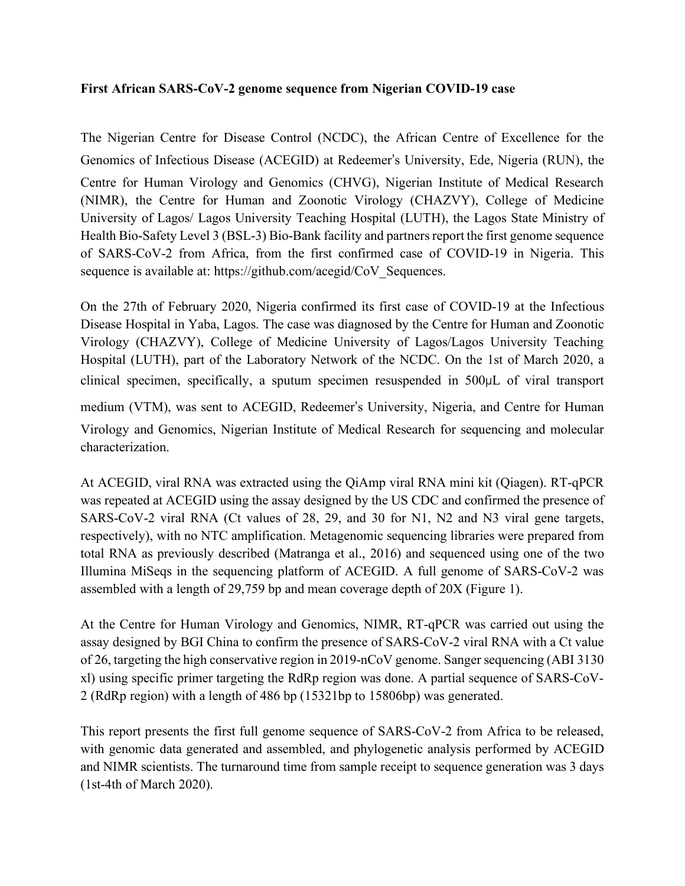**First African SARS-CoV-2 genome sequence from Nigerian COVID-19 case**

The Nigerian Centre for Disease Control (NCDC), the African Centre of Excellence for the Genomics of Infectious Disease (ACEGID) at Redeemer's University, Ede, Nigeria (RUN), the Centre for Human Virology and Genomics (CHVG), Nigerian Institute of Medical Research (NIMR), the Centre for Human and Zoonotic Virology (CHAZVY), College of Medicine University of Lagos/ Lagos University Teaching Hospital (LUTH), the Lagos State Ministry of Health Bio-Safety Level 3 (BSL-3) Bio-Bank facility and partners report the first genome sequence of SARS-CoV-2 from Africa, from the first confirmed case of COVID-19 in Nigeria. This sequence is available at: https://github.com/acegid/CoV_Sequences.

On the 27th of February 2020, Nigeria confirmed its first case of COVID-19 at the Infectious Disease Hospital in Yaba, Lagos. The case was diagnosed by the Centre for Human and Zoonotic Virology (CHAZVY), College of Medicine University of Lagos/Lagos University Teaching Hospital (LUTH), part of the Laboratory Network of the NCDC. On the 1st of March 2020, a clinical specimen, specifically, a sputum specimen resuspended in 500μL of viral transport medium (VTM), was sent to ACEGID, Redeemer's University, Nigeria, and Centre for Human Virology and Genomics, Nigerian Institute of Medical Research for sequencing and molecular characterization.

At ACEGID, viral RNA was extracted using the QiAmp viral RNA mini kit (Qiagen). RT-qPCR was repeated at ACEGID using the assay designed by the US CDC and confirmed the presence of SARS-CoV-2 viral RNA (Ct values of 28, 29, and 30 for N1, N2 and N3 viral gene targets, respectively), with no NTC amplification. Metagenomic sequencing libraries were prepared from total RNA as previously described (Matranga et al., 2016) and sequenced using one of the two Illumina MiSeqs in the sequencing platform of ACEGID. A full genome of SARS-CoV-2 was assembled with a length of 29,759 bp and mean coverage depth of 20X (Figure 1).

At the Centre for Human Virology and Genomics, NIMR, RT-qPCR was carried out using the assay designed by BGI China to confirm the presence of SARS-CoV-2 viral RNA with a Ct value of 26, targeting the high conservative region in 2019-nCoV genome. Sanger sequencing (ABI 3130 xl) using specific primer targeting the RdRp region was done. A partial sequence of SARS-CoV-2 (RdRp region) with a length of 486 bp (15321bp to 15806bp) was generated.

This report presents the first full genome sequence of SARS-CoV-2 from Africa to be released, with genomic data generated and assembled, and phylogenetic analysis performed by ACEGID and NIMR scientists. The turnaround time from sample receipt to sequence generation was 3 days (1st-4th of March 2020).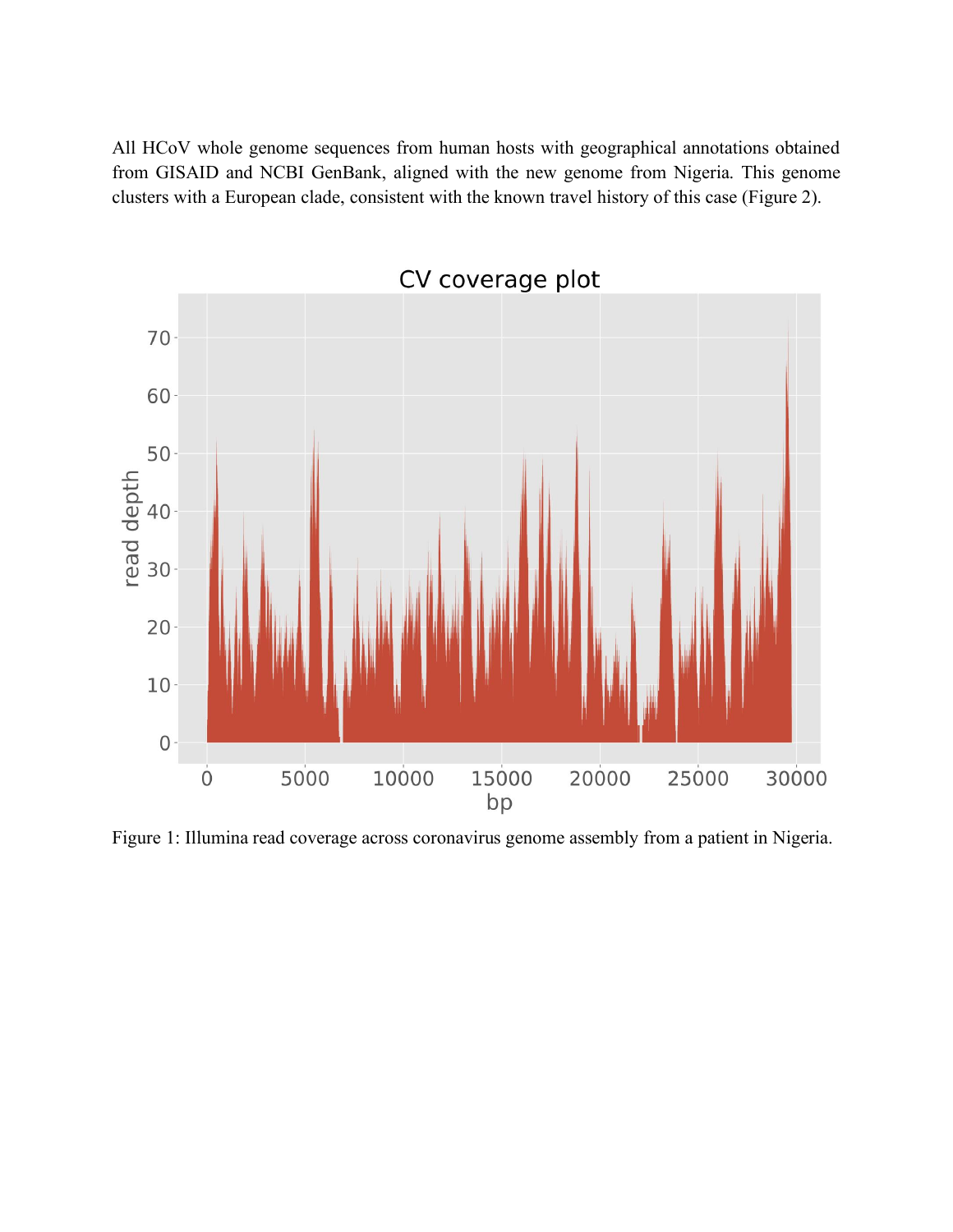All HCoV whole genome sequences from human hosts with geographical annotations obtained from GISAID and NCBI GenBank, aligned with the new genome from Nigeria. This genome clusters with a European clade, consistent with the known travel history of this case (Figure 2).

Figure 1: Illumina read coverage across coronavirus genome assembly from a patient in Nigeria.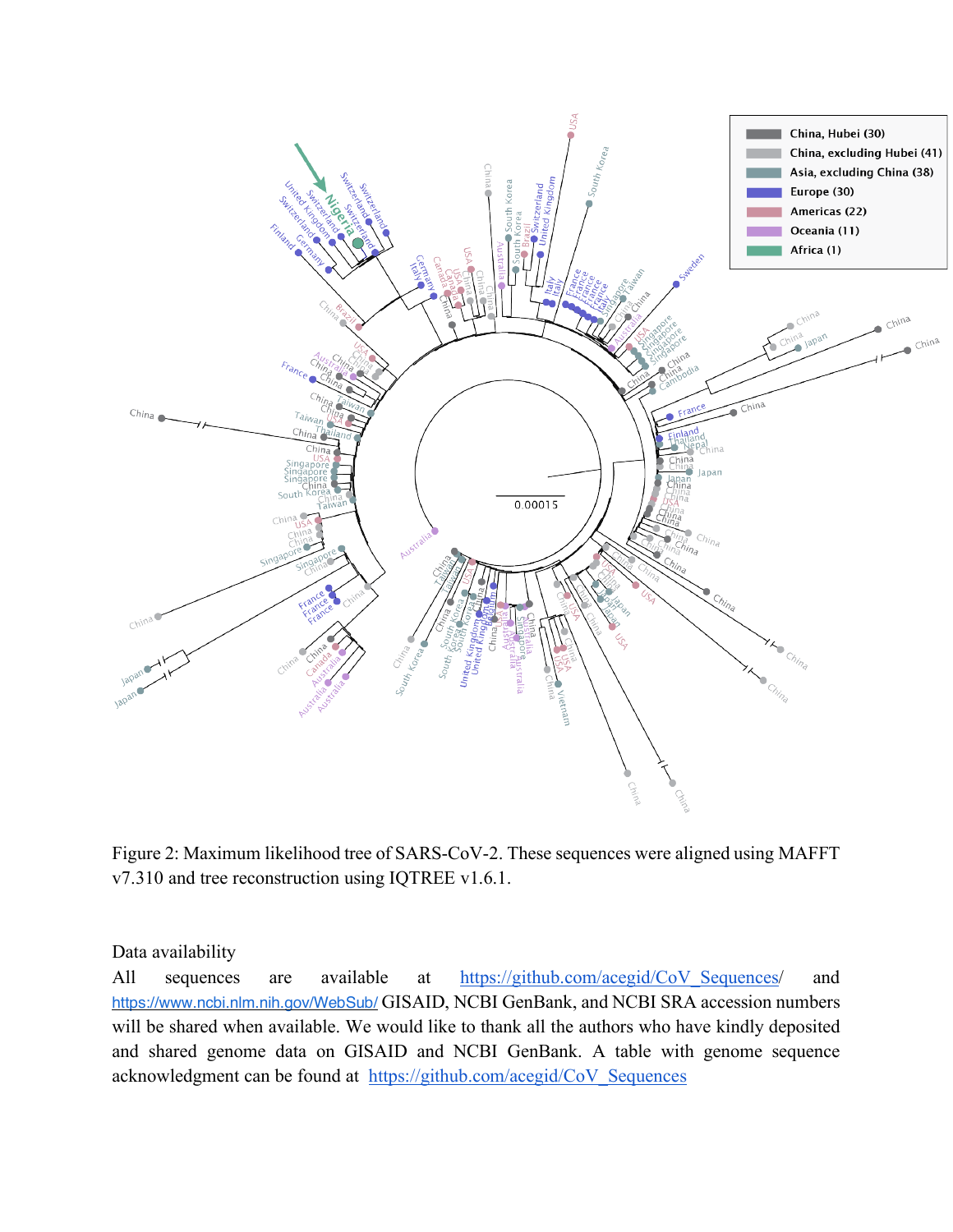Figure 2: Maximum likelihood tree of SARS-CoV-2. These sequences were aligned using MAFFT v7.310 and tree reconstruction using IQTREE v1.6.1.

Data availability

All sequences are available at https://github.com/acegid/CoV_Sequences/ and https://www.ncbi.nlm.nih.gov/WebSub/ GISAID, NCBI GenBank, and NCBI SRA accession numbers will be shared when available. We would like to thank all the authors who have kindly deposited and shared genome data on GISAID and NCBI GenBank. A table with genome sequence acknowledgment can be found at https://github.com/acegid/CoV_Sequences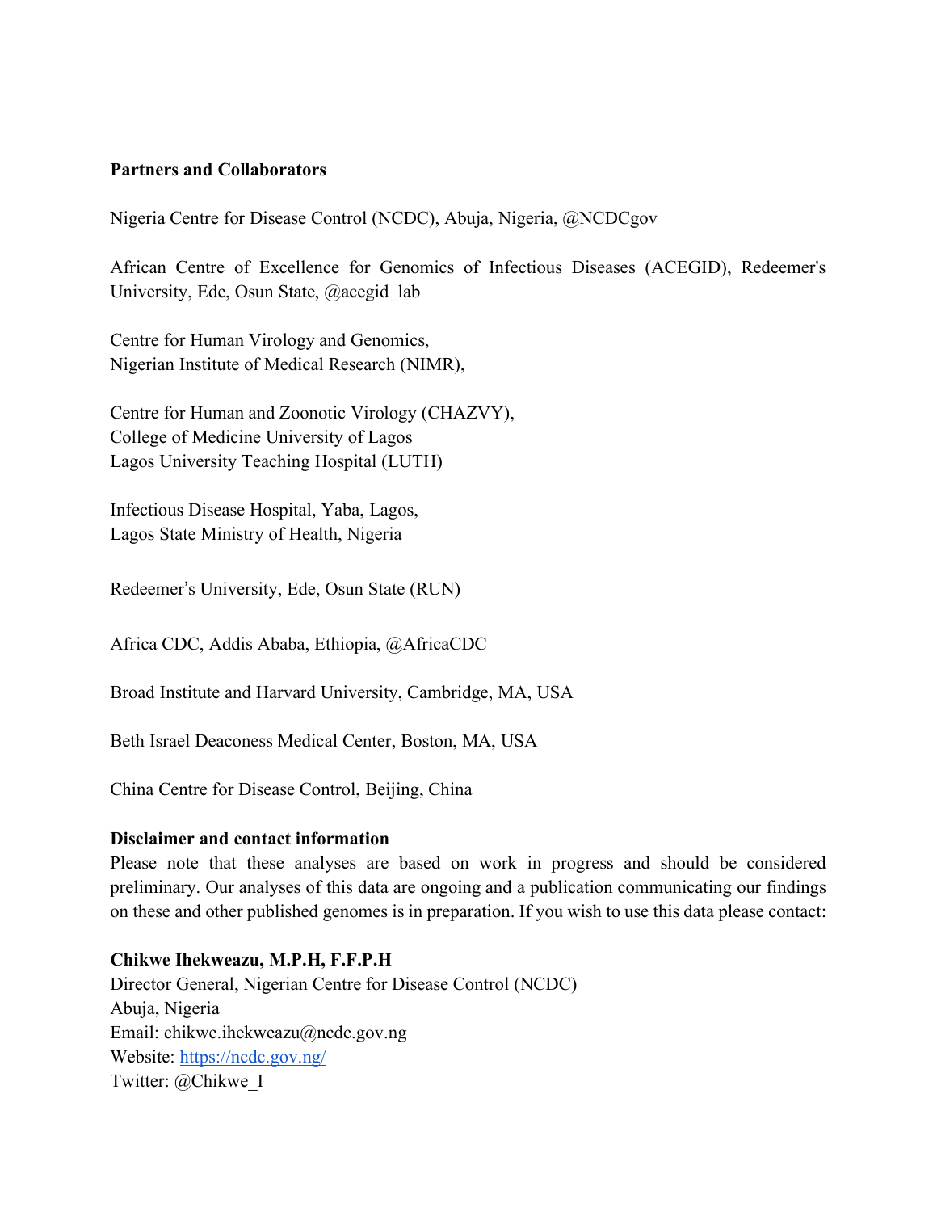**Partners and Collaborators**

Nigeria Centre for Disease Control (NCDC), Abuja, Nigeria, @NCDCgov

African Centre of Excellence for Genomics of Infectious Diseases (ACEGID), Redeemer's University, Ede, Osun State, @acegid_lab

Centre for Human Virology and Genomics,
Nigerian Institute of Medical Research (NIMR),

Centre for Human and Zoonotic Virology (CHAZVY),
College of Medicine University of Lagos
Lagos University Teaching Hospital (LUTH)

Infectious Disease Hospital, Yaba, Lagos,
Lagos State Ministry of Health, Nigeria

Redeemer's University, Ede, Osun State (RUN)

Africa CDC, Addis Ababa, Ethiopia, @AfricaCDC

Broad Institute and Harvard University, Cambridge, MA, USA

Beth Israel Deaconess Medical Center, Boston, MA, USA

China Centre for Disease Control, Beijing, China

**Disclaimer and contact information**

Please note that these analyses are based on work in progress and should be considered preliminary. Our analyses of this data are ongoing and a publication communicating our findings on these and other published genomes is in preparation. If you wish to use this data please contact:

**Chikwe Ihekweazu, M.P.H, F.F.P.H**
Director General, Nigerian Centre for Disease Control (NCDC)
Abuja, Nigeria
Email: chikwe.ihekweazu@ncdc.gov.ng
Website: [https://ncdc.gov.ng/](https://ncdc.gov.ng/)
Twitter: @Chikwe_I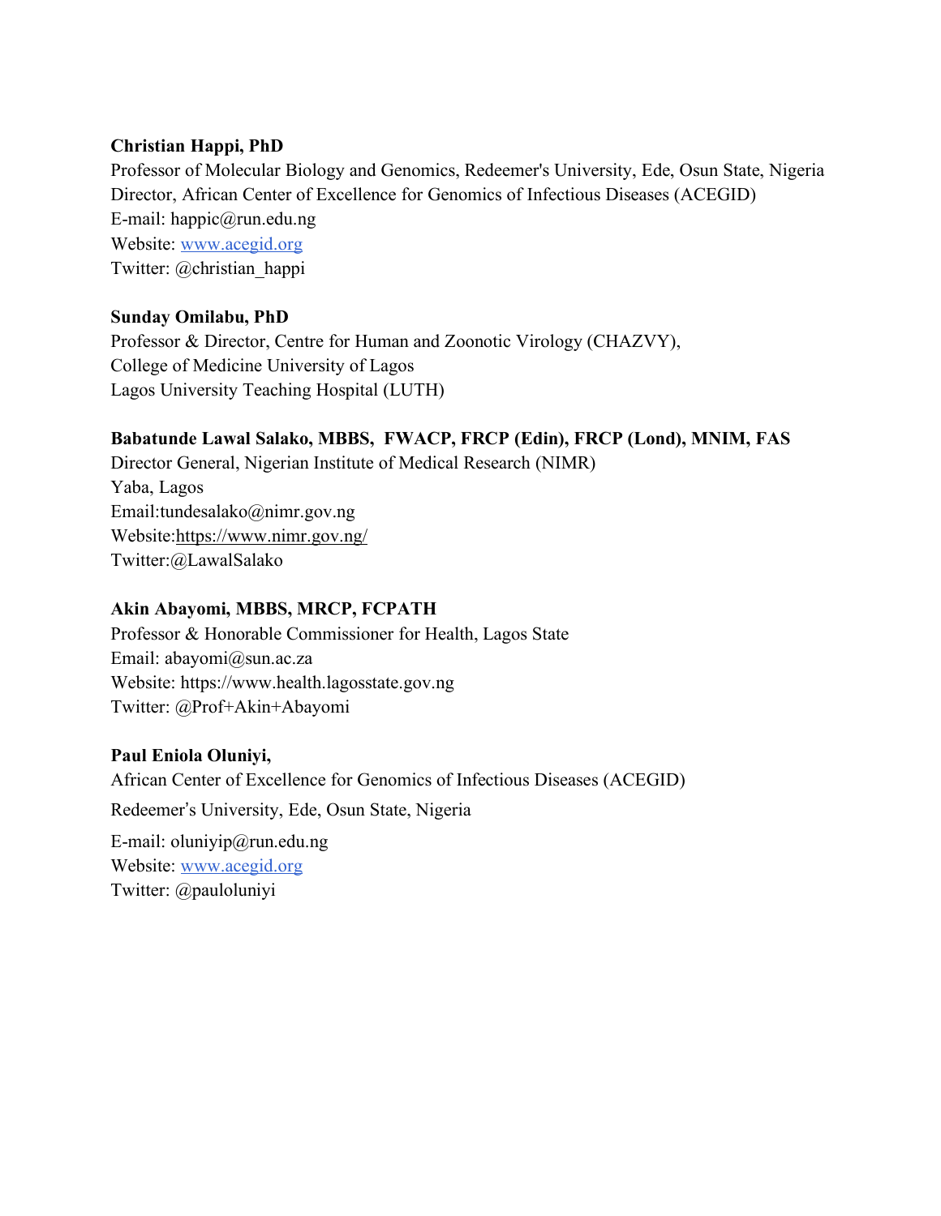**Christian Happi, PhD**
Professor of Molecular Biology and Genomics, Redeemer's University, Ede, Osun State, Nigeria
Director, African Center of Excellence for Genomics of Infectious Diseases (ACEGID)
E-mail: happic@run.edu.ng
Website: [www.acegid.org](www.acegid.org)
Twitter: @christian_happi

**Sunday Omilabu, PhD**
Professor & Director, Centre for Human and Zoonotic Virology (CHAZVY),
College of Medicine University of Lagos
Lagos University Teaching Hospital (LUTH)

**Babatunde Lawal Salako, MBBS, FWACP, FRCP (Edin), FRCP (Lond), MNIM, FAS**
Director General, Nigerian Institute of Medical Research (NIMR)
Yaba, Lagos
Email:tundesalako@nimr.gov.ng
Website:[https://www.nimr.gov.ng/](https://www.nimr.gov.ng/)
Twitter:@LawalSalako

**Akin Abayomi, MBBS, MRCP, FCPATH**
Professor & Honorable Commissioner for Health, Lagos State
Email: abayomi@sun.ac.za
Website: https://www.health.lagosstate.gov.ng
Twitter: @Prof+Akin+Abayomi

**Paul Eniola Oluniyi,**
African Center of Excellence for Genomics of Infectious Diseases (ACEGID)
Redeemer's University, Ede, Osun State, Nigeria
E-mail: oluniyip@run.edu.ng
Website: [www.acegid.org](www.acegid.org)
Twitter: @pauloluniyi